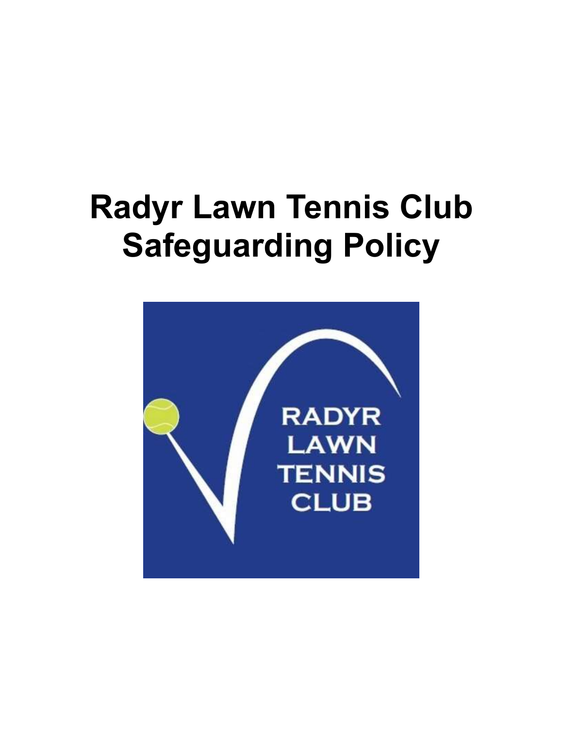# Radyr Lawn Tennis Club Safeguarding Policy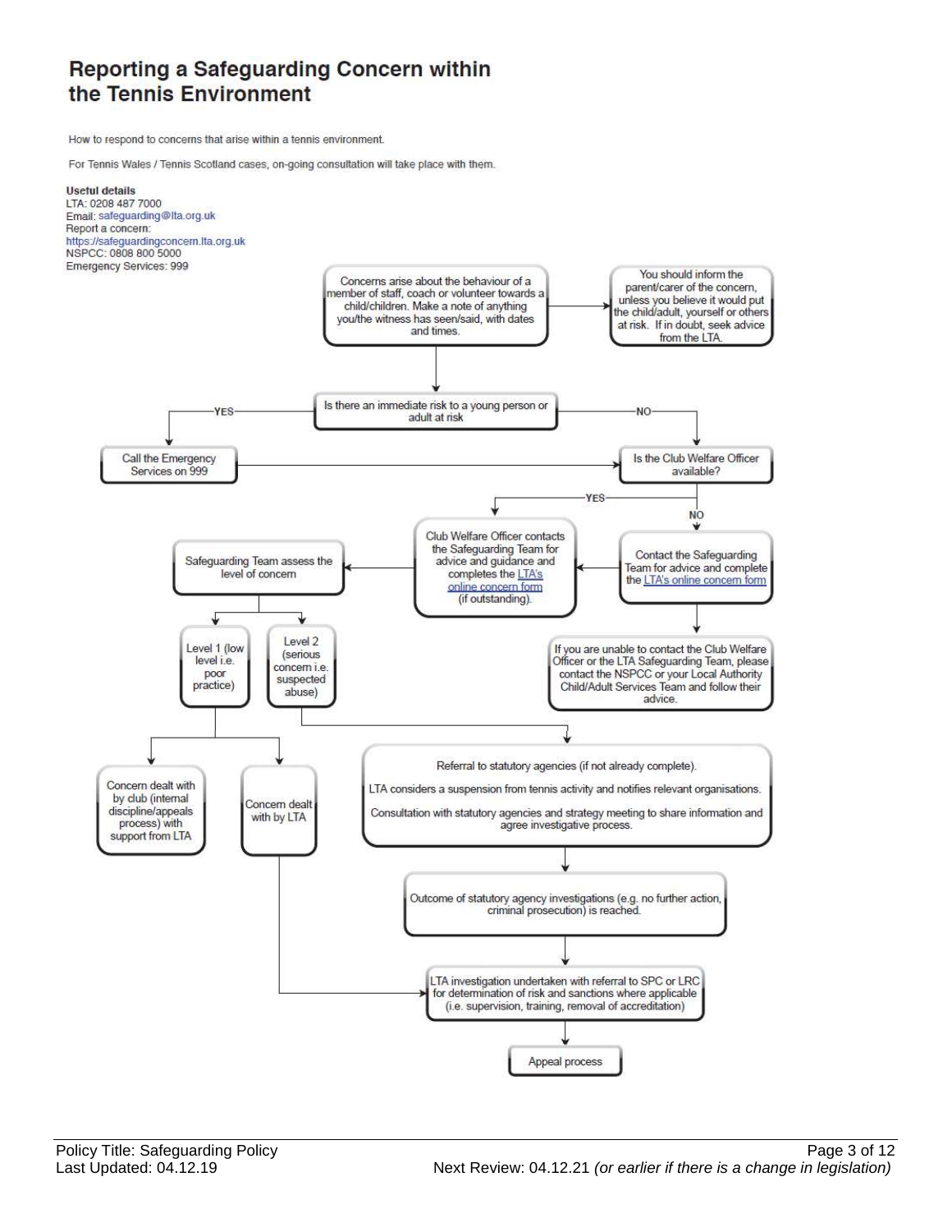# Reporting a Safeguarding Concern within the Tennis Environment

How to respond to concerns that arise within a tennis environment.

For Tennis Wales / Tennis Scotland cases, on-going consultation will take place with them.

**Useful details**
LTA: 0208 487 7000
Email: safeguarding@lta.org.uk
Report a concern:
https://safeguardingconcern.lta.org.uk
NSPCC: 0808 800 5000
Emergency Services: 999

Concerns arise about the behaviour of a member of staff, coach or volunteer towards a child/children. Make a note of anything you/the witness has seen/said, with dates and times.

→ You should inform the parent/carer of the concern, unless you believe it would put the child/adult, yourself or others at risk. If in doubt, seek advice from the LTA.

Is there an immediate risk to a young person or adult at risk

- YES → Call the Emergency Services on 999 → Is the Club Welfare Officer available?
- NO → Is the Club Welfare Officer available?

Is the Club Welfare Officer available?

- YES → Club Welfare Officer contacts the Safeguarding Team for advice and guidance and completes the LTA's online concern form (if outstanding).
- NO → Contact the Safeguarding Team for advice and complete the LTA's online concern form → Club Welfare Officer contacts the Safeguarding Team for advice and guidance and completes the LTA's online concern form (if outstanding).
  - If you are unable to contact the Club Welfare Officer or the LTA Safeguarding Team, please contact the NSPCC or your Local Authority Child/Adult Services Team and follow their advice.

Safeguarding Team assess the level of concern

- Level 1 (low level i.e. poor practice)
  - Concern dealt with by club (internal discipline/appeals process) with support from LTA
  - Concern dealt with by LTA → LTA investigation undertaken with referral to SPC or LRC for determination of risk and sanctions where applicable (i.e. supervision, training, removal of accreditation)
- Level 2 (serious concern i.e. suspected abuse)
  - Referral to statutory agencies (if not already complete).
    LTA considers a suspension from tennis activity and notifies relevant organisations.
    Consultation with statutory agencies and strategy meeting to share information and agree investigative process.
  - Outcome of statutory agency investigations (e.g. no further action, criminal prosecution) is reached.
  - LTA investigation undertaken with referral to SPC or LRC for determination of risk and sanctions where applicable (i.e. supervision, training, removal of accreditation)
  - Appeal process

Policy Title: Safeguarding Policy
Last Updated: 04.12.19
Next Review: 04.12.21 *(or earlier if there is a change in legislation)*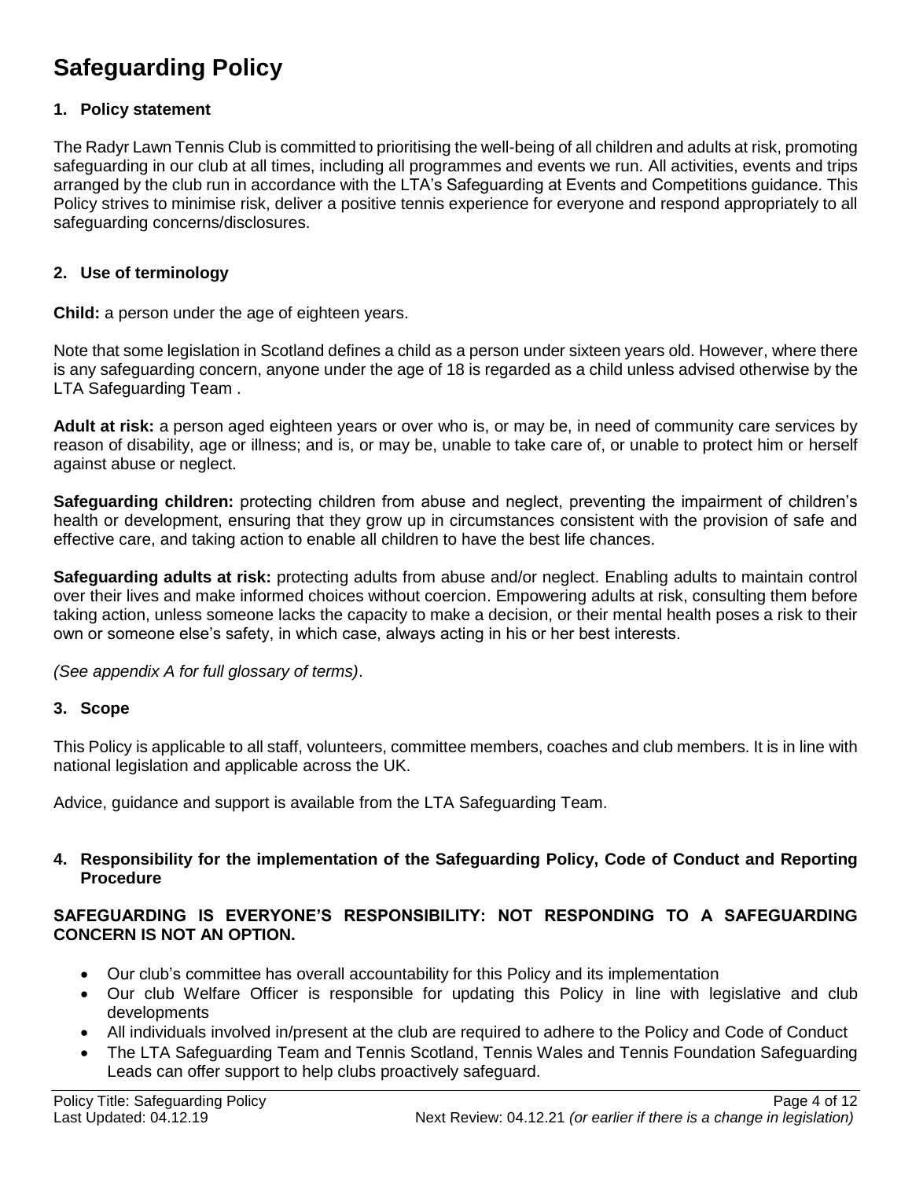# Safeguarding Policy

## 1. Policy statement

The Radyr Lawn Tennis Club is committed to prioritising the well-being of all children and adults at risk, promoting safeguarding in our club at all times, including all programmes and events we run. All activities, events and trips arranged by the club run in accordance with the LTA's Safeguarding at Events and Competitions guidance. This Policy strives to minimise risk, deliver a positive tennis experience for everyone and respond appropriately to all safeguarding concerns/disclosures.

## 2. Use of terminology

**Child:** a person under the age of eighteen years.

Note that some legislation in Scotland defines a child as a person under sixteen years old. However, where there is any safeguarding concern, anyone under the age of 18 is regarded as a child unless advised otherwise by the LTA Safeguarding Team .

**Adult at risk:** a person aged eighteen years or over who is, or may be, in need of community care services by reason of disability, age or illness; and is, or may be, unable to take care of, or unable to protect him or herself against abuse or neglect.

**Safeguarding children:** protecting children from abuse and neglect, preventing the impairment of children's health or development, ensuring that they grow up in circumstances consistent with the provision of safe and effective care, and taking action to enable all children to have the best life chances.

**Safeguarding adults at risk:** protecting adults from abuse and/or neglect. Enabling adults to maintain control over their lives and make informed choices without coercion. Empowering adults at risk, consulting them before taking action, unless someone lacks the capacity to make a decision, or their mental health poses a risk to their own or someone else's safety, in which case, always acting in his or her best interests.

*(See appendix A for full glossary of terms)*.

## 3. Scope

This Policy is applicable to all staff, volunteers, committee members, coaches and club members. It is in line with national legislation and applicable across the UK.

Advice, guidance and support is available from the LTA Safeguarding Team.

## 4. Responsibility for the implementation of the Safeguarding Policy, Code of Conduct and Reporting Procedure

**SAFEGUARDING IS EVERYONE'S RESPONSIBILITY: NOT RESPONDING TO A SAFEGUARDING CONCERN IS NOT AN OPTION.**

- Our club's committee has overall accountability for this Policy and its implementation
- Our club Welfare Officer is responsible for updating this Policy in line with legislative and club developments
- All individuals involved in/present at the club are required to adhere to the Policy and Code of Conduct
- The LTA Safeguarding Team and Tennis Scotland, Tennis Wales and Tennis Foundation Safeguarding Leads can offer support to help clubs proactively safeguard.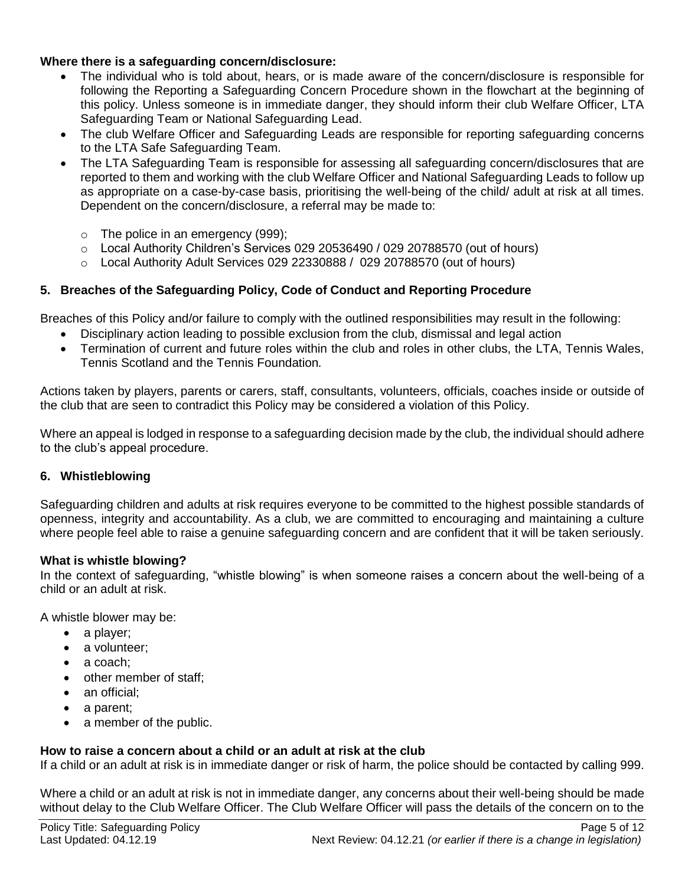**Where there is a safeguarding concern/disclosure:**

- The individual who is told about, hears, or is made aware of the concern/disclosure is responsible for following the Reporting a Safeguarding Concern Procedure shown in the flowchart at the beginning of this policy. Unless someone is in immediate danger, they should inform their club Welfare Officer, LTA Safeguarding Team or National Safeguarding Lead.
- The club Welfare Officer and Safeguarding Leads are responsible for reporting safeguarding concerns to the LTA Safe Safeguarding Team.
- The LTA Safeguarding Team is responsible for assessing all safeguarding concern/disclosures that are reported to them and working with the club Welfare Officer and National Safeguarding Leads to follow up as appropriate on a case-by-case basis, prioritising the well-being of the child/ adult at risk at all times. Dependent on the concern/disclosure, a referral may be made to:
  - The police in an emergency (999);
  - Local Authority Children's Services 029 20536490 / 029 20788570 (out of hours)
  - Local Authority Adult Services 029 22330888 / 029 20788570 (out of hours)

## 5. Breaches of the Safeguarding Policy, Code of Conduct and Reporting Procedure

Breaches of this Policy and/or failure to comply with the outlined responsibilities may result in the following:

- Disciplinary action leading to possible exclusion from the club, dismissal and legal action
- Termination of current and future roles within the club and roles in other clubs, the LTA, Tennis Wales, Tennis Scotland and the Tennis Foundation*.*

Actions taken by players, parents or carers, staff, consultants, volunteers, officials, coaches inside or outside of the club that are seen to contradict this Policy may be considered a violation of this Policy.

Where an appeal is lodged in response to a safeguarding decision made by the club, the individual should adhere to the club's appeal procedure.

## 6. Whistleblowing

Safeguarding children and adults at risk requires everyone to be committed to the highest possible standards of openness, integrity and accountability. As a club, we are committed to encouraging and maintaining a culture where people feel able to raise a genuine safeguarding concern and are confident that it will be taken seriously.

**What is whistle blowing?**

In the context of safeguarding, "whistle blowing" is when someone raises a concern about the well-being of a child or an adult at risk.

A whistle blower may be:

- a player;
- a volunteer;
- a coach;
- other member of staff;
- an official;
- a parent;
- a member of the public.

**How to raise a concern about a child or an adult at risk at the club**

If a child or an adult at risk is in immediate danger or risk of harm, the police should be contacted by calling 999.

Where a child or an adult at risk is not in immediate danger, any concerns about their well-being should be made without delay to the Club Welfare Officer. The Club Welfare Officer will pass the details of the concern on to the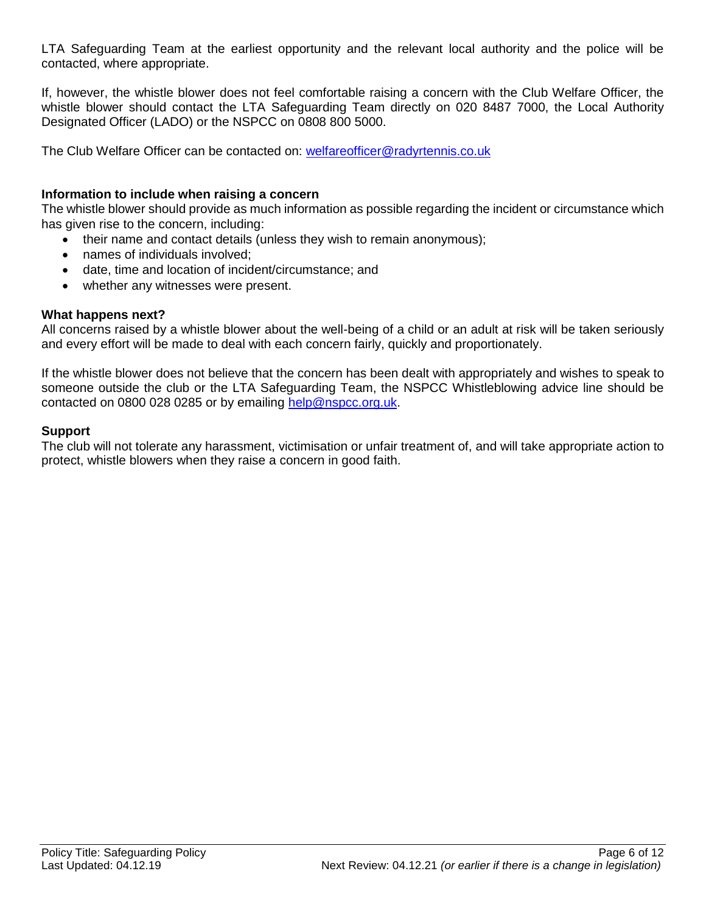LTA Safeguarding Team at the earliest opportunity and the relevant local authority and the police will be contacted, where appropriate.

If, however, the whistle blower does not feel comfortable raising a concern with the Club Welfare Officer, the whistle blower should contact the LTA Safeguarding Team directly on 020 8487 7000, the Local Authority Designated Officer (LADO) or the NSPCC on 0808 800 5000.

The Club Welfare Officer can be contacted on: welfareofficer@radyrtennis.co.uk

**Information to include when raising a concern**

The whistle blower should provide as much information as possible regarding the incident or circumstance which has given rise to the concern, including:

- their name and contact details (unless they wish to remain anonymous);
- names of individuals involved;
- date, time and location of incident/circumstance; and
- whether any witnesses were present.

**What happens next?**

All concerns raised by a whistle blower about the well-being of a child or an adult at risk will be taken seriously and every effort will be made to deal with each concern fairly, quickly and proportionately.

If the whistle blower does not believe that the concern has been dealt with appropriately and wishes to speak to someone outside the club or the LTA Safeguarding Team, the NSPCC Whistleblowing advice line should be contacted on 0800 028 0285 or by emailing help@nspcc.org.uk.

**Support**

The club will not tolerate any harassment, victimisation or unfair treatment of, and will take appropriate action to protect, whistle blowers when they raise a concern in good faith.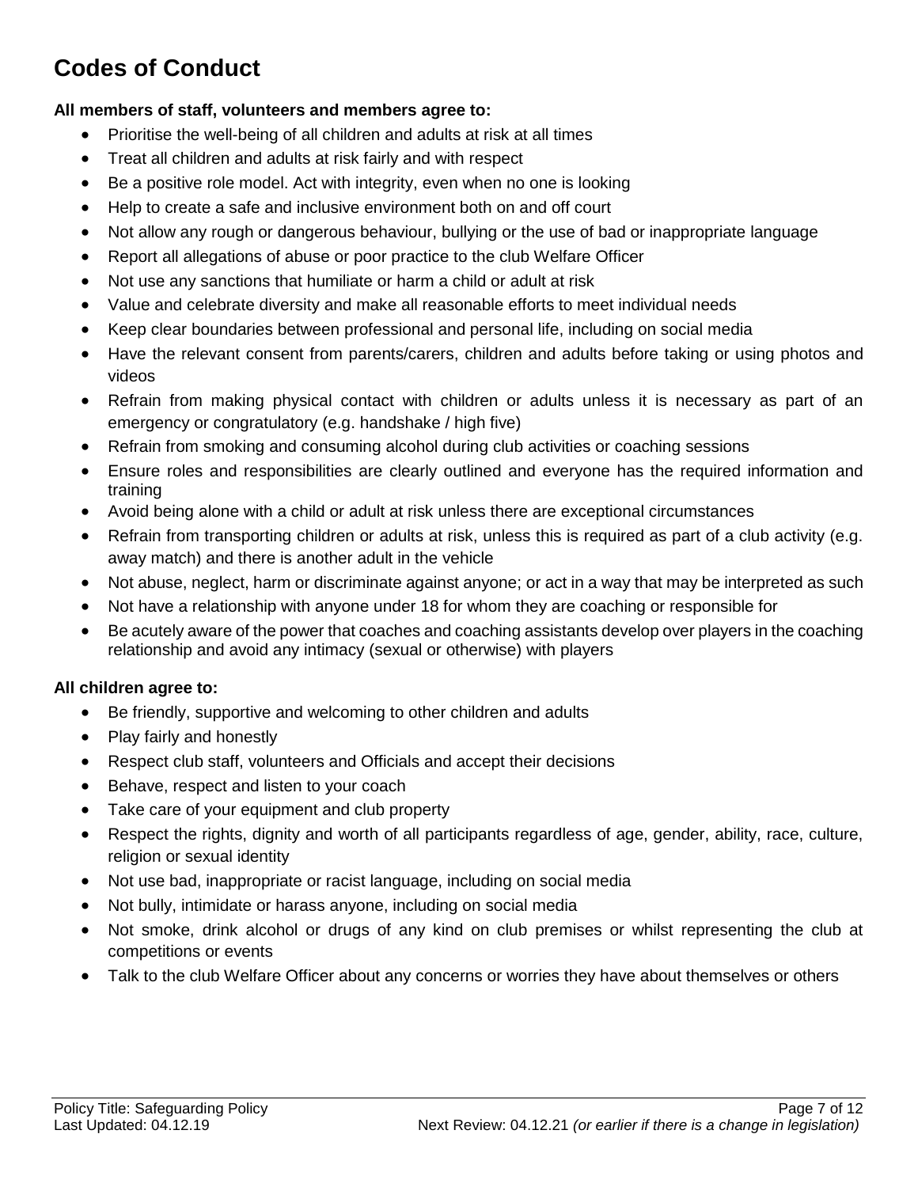# Codes of Conduct

**All members of staff, volunteers and members agree to:**

- Prioritise the well-being of all children and adults at risk at all times
- Treat all children and adults at risk fairly and with respect
- Be a positive role model. Act with integrity, even when no one is looking
- Help to create a safe and inclusive environment both on and off court
- Not allow any rough or dangerous behaviour, bullying or the use of bad or inappropriate language
- Report all allegations of abuse or poor practice to the club Welfare Officer
- Not use any sanctions that humiliate or harm a child or adult at risk
- Value and celebrate diversity and make all reasonable efforts to meet individual needs
- Keep clear boundaries between professional and personal life, including on social media
- Have the relevant consent from parents/carers, children and adults before taking or using photos and videos
- Refrain from making physical contact with children or adults unless it is necessary as part of an emergency or congratulatory (e.g. handshake / high five)
- Refrain from smoking and consuming alcohol during club activities or coaching sessions
- Ensure roles and responsibilities are clearly outlined and everyone has the required information and training
- Avoid being alone with a child or adult at risk unless there are exceptional circumstances
- Refrain from transporting children or adults at risk, unless this is required as part of a club activity (e.g. away match) and there is another adult in the vehicle
- Not abuse, neglect, harm or discriminate against anyone; or act in a way that may be interpreted as such
- Not have a relationship with anyone under 18 for whom they are coaching or responsible for
- Be acutely aware of the power that coaches and coaching assistants develop over players in the coaching relationship and avoid any intimacy (sexual or otherwise) with players

**All children agree to:**

- Be friendly, supportive and welcoming to other children and adults
- Play fairly and honestly
- Respect club staff, volunteers and Officials and accept their decisions
- Behave, respect and listen to your coach
- Take care of your equipment and club property
- Respect the rights, dignity and worth of all participants regardless of age, gender, ability, race, culture, religion or sexual identity
- Not use bad, inappropriate or racist language, including on social media
- Not bully, intimidate or harass anyone, including on social media
- Not smoke, drink alcohol or drugs of any kind on club premises or whilst representing the club at competitions or events
- Talk to the club Welfare Officer about any concerns or worries they have about themselves or others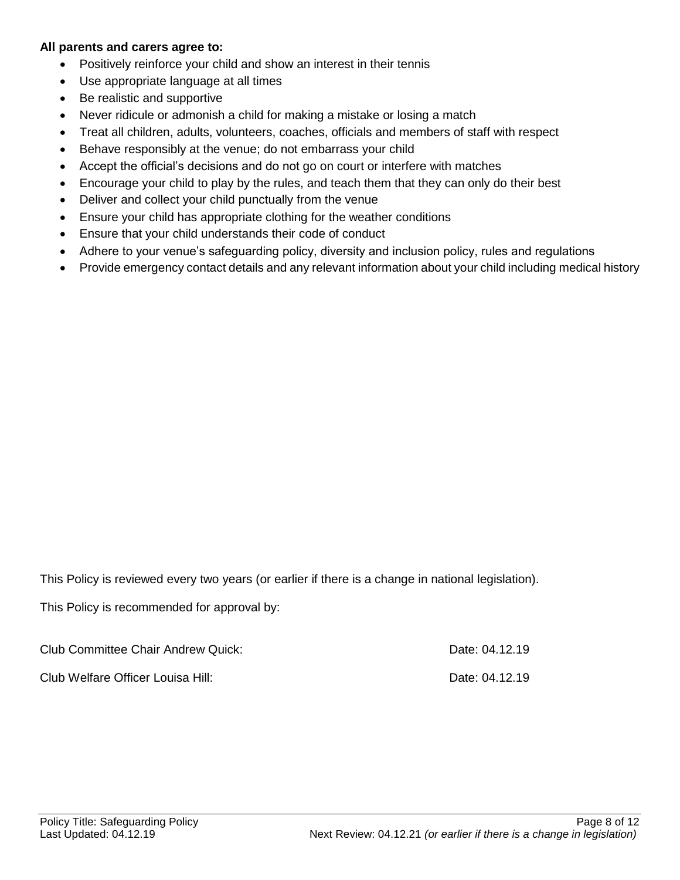**All parents and carers agree to:**

- Positively reinforce your child and show an interest in their tennis
- Use appropriate language at all times
- Be realistic and supportive
- Never ridicule or admonish a child for making a mistake or losing a match
- Treat all children, adults, volunteers, coaches, officials and members of staff with respect
- Behave responsibly at the venue; do not embarrass your child
- Accept the official's decisions and do not go on court or interfere with matches
- Encourage your child to play by the rules, and teach them that they can only do their best
- Deliver and collect your child punctually from the venue
- Ensure your child has appropriate clothing for the weather conditions
- Ensure that your child understands their code of conduct
- Adhere to your venue's safeguarding policy, diversity and inclusion policy, rules and regulations
- Provide emergency contact details and any relevant information about your child including medical history

This Policy is reviewed every two years (or earlier if there is a change in national legislation).

This Policy is recommended for approval by:

Club Committee Chair Andrew Quick: Date: 04.12.19

Club Welfare Officer Louisa Hill: Date: 04.12.19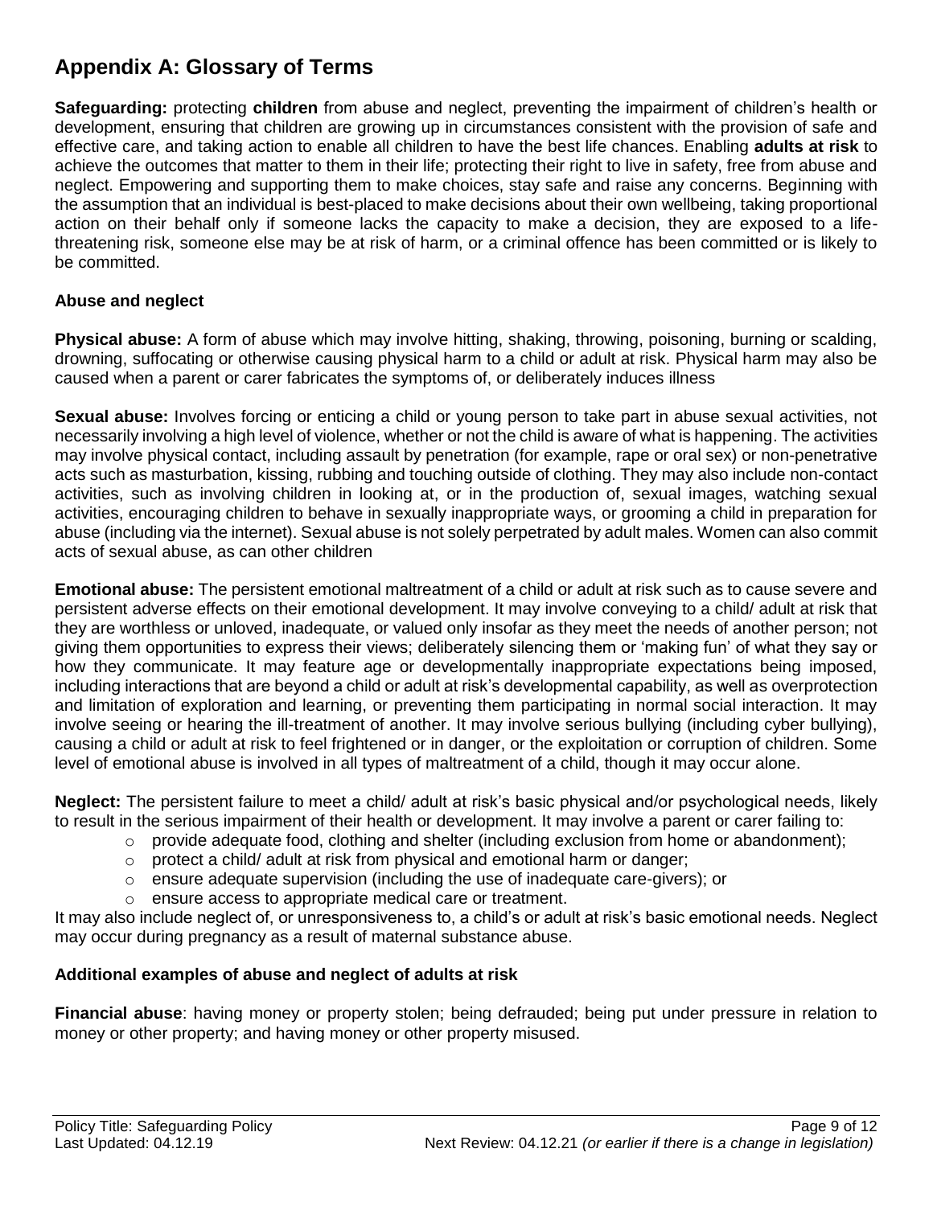## Appendix A: Glossary of Terms

**Safeguarding:** protecting **children** from abuse and neglect, preventing the impairment of children's health or development, ensuring that children are growing up in circumstances consistent with the provision of safe and effective care, and taking action to enable all children to have the best life chances. Enabling **adults at risk** to achieve the outcomes that matter to them in their life; protecting their right to live in safety, free from abuse and neglect. Empowering and supporting them to make choices, stay safe and raise any concerns. Beginning with the assumption that an individual is best-placed to make decisions about their own wellbeing, taking proportional action on their behalf only if someone lacks the capacity to make a decision, they are exposed to a life-threatening risk, someone else may be at risk of harm, or a criminal offence has been committed or is likely to be committed.

### Abuse and neglect

**Physical abuse:** A form of abuse which may involve hitting, shaking, throwing, poisoning, burning or scalding, drowning, suffocating or otherwise causing physical harm to a child or adult at risk. Physical harm may also be caused when a parent or carer fabricates the symptoms of, or deliberately induces illness

**Sexual abuse:** Involves forcing or enticing a child or young person to take part in abuse sexual activities, not necessarily involving a high level of violence, whether or not the child is aware of what is happening. The activities may involve physical contact, including assault by penetration (for example, rape or oral sex) or non-penetrative acts such as masturbation, kissing, rubbing and touching outside of clothing. They may also include non-contact activities, such as involving children in looking at, or in the production of, sexual images, watching sexual activities, encouraging children to behave in sexually inappropriate ways, or grooming a child in preparation for abuse (including via the internet). Sexual abuse is not solely perpetrated by adult males. Women can also commit acts of sexual abuse, as can other children

**Emotional abuse:** The persistent emotional maltreatment of a child or adult at risk such as to cause severe and persistent adverse effects on their emotional development. It may involve conveying to a child/ adult at risk that they are worthless or unloved, inadequate, or valued only insofar as they meet the needs of another person; not giving them opportunities to express their views; deliberately silencing them or 'making fun' of what they say or how they communicate. It may feature age or developmentally inappropriate expectations being imposed, including interactions that are beyond a child or adult at risk's developmental capability, as well as overprotection and limitation of exploration and learning, or preventing them participating in normal social interaction. It may involve seeing or hearing the ill-treatment of another. It may involve serious bullying (including cyber bullying), causing a child or adult at risk to feel frightened or in danger, or the exploitation or corruption of children. Some level of emotional abuse is involved in all types of maltreatment of a child, though it may occur alone.

**Neglect:** The persistent failure to meet a child/ adult at risk's basic physical and/or psychological needs, likely to result in the serious impairment of their health or development. It may involve a parent or carer failing to:

- provide adequate food, clothing and shelter (including exclusion from home or abandonment);
- protect a child/ adult at risk from physical and emotional harm or danger;
- ensure adequate supervision (including the use of inadequate care-givers); or
- ensure access to appropriate medical care or treatment.

It may also include neglect of, or unresponsiveness to, a child's or adult at risk's basic emotional needs. Neglect may occur during pregnancy as a result of maternal substance abuse.

### Additional examples of abuse and neglect of adults at risk

**Financial abuse**: having money or property stolen; being defrauded; being put under pressure in relation to money or other property; and having money or other property misused.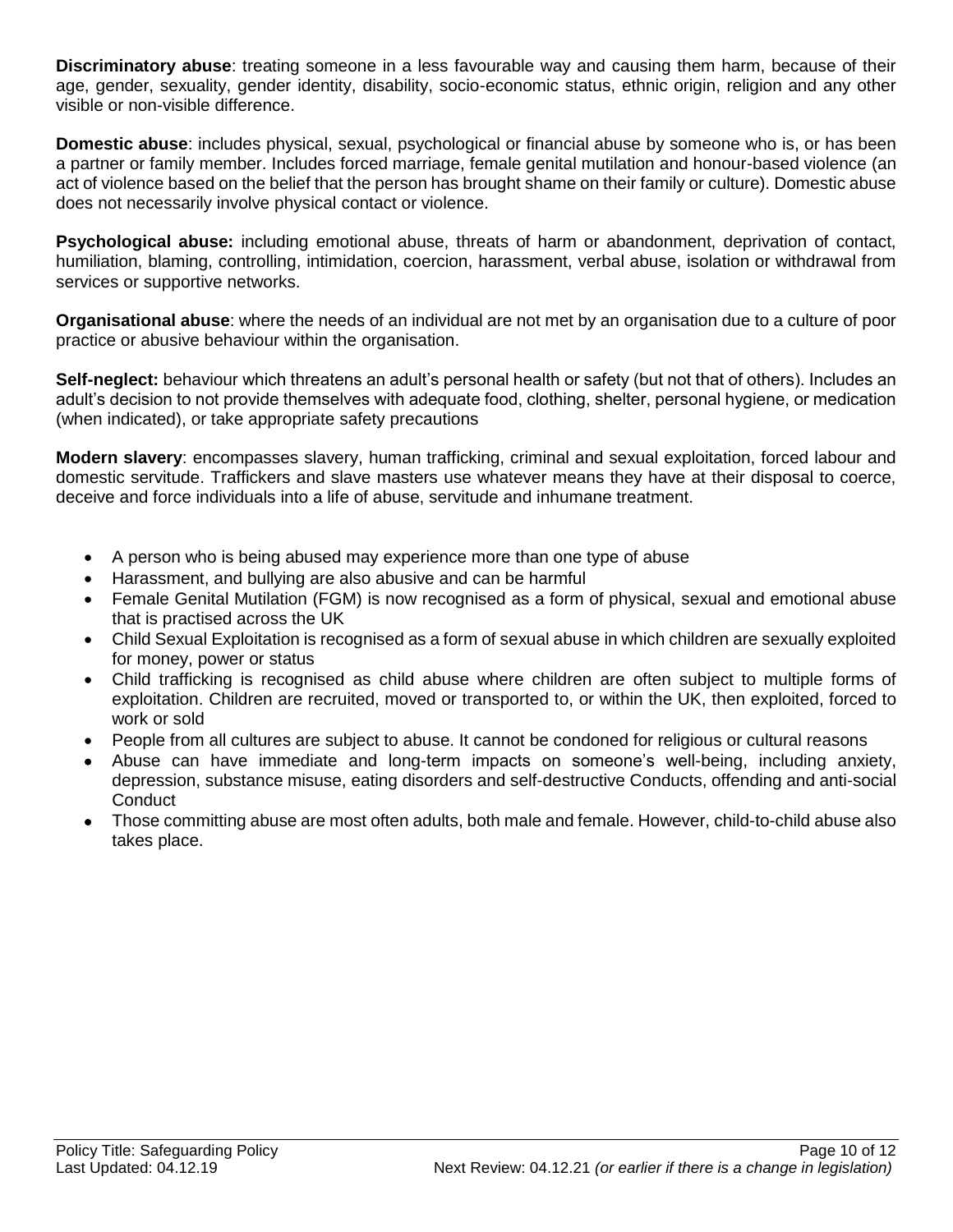**Discriminatory abuse**: treating someone in a less favourable way and causing them harm, because of their age, gender, sexuality, gender identity, disability, socio-economic status, ethnic origin, religion and any other visible or non-visible difference.

**Domestic abuse**: includes physical, sexual, psychological or financial abuse by someone who is, or has been a partner or family member. Includes forced marriage, female genital mutilation and honour-based violence (an act of violence based on the belief that the person has brought shame on their family or culture). Domestic abuse does not necessarily involve physical contact or violence.

**Psychological abuse:** including emotional abuse, threats of harm or abandonment, deprivation of contact, humiliation, blaming, controlling, intimidation, coercion, harassment, verbal abuse, isolation or withdrawal from services or supportive networks.

**Organisational abuse**: where the needs of an individual are not met by an organisation due to a culture of poor practice or abusive behaviour within the organisation.

**Self-neglect:** behaviour which threatens an adult's personal health or safety (but not that of others). Includes an adult's decision to not provide themselves with adequate food, clothing, shelter, personal hygiene, or medication (when indicated), or take appropriate safety precautions

**Modern slavery**: encompasses slavery, human trafficking, criminal and sexual exploitation, forced labour and domestic servitude. Traffickers and slave masters use whatever means they have at their disposal to coerce, deceive and force individuals into a life of abuse, servitude and inhumane treatment.

- A person who is being abused may experience more than one type of abuse
- Harassment, and bullying are also abusive and can be harmful
- Female Genital Mutilation (FGM) is now recognised as a form of physical, sexual and emotional abuse that is practised across the UK
- Child Sexual Exploitation is recognised as a form of sexual abuse in which children are sexually exploited for money, power or status
- Child trafficking is recognised as child abuse where children are often subject to multiple forms of exploitation. Children are recruited, moved or transported to, or within the UK, then exploited, forced to work or sold
- People from all cultures are subject to abuse. It cannot be condoned for religious or cultural reasons
- Abuse can have immediate and long-term impacts on someone's well-being, including anxiety, depression, substance misuse, eating disorders and self-destructive Conducts, offending and anti-social Conduct
- Those committing abuse are most often adults, both male and female. However, child-to-child abuse also takes place.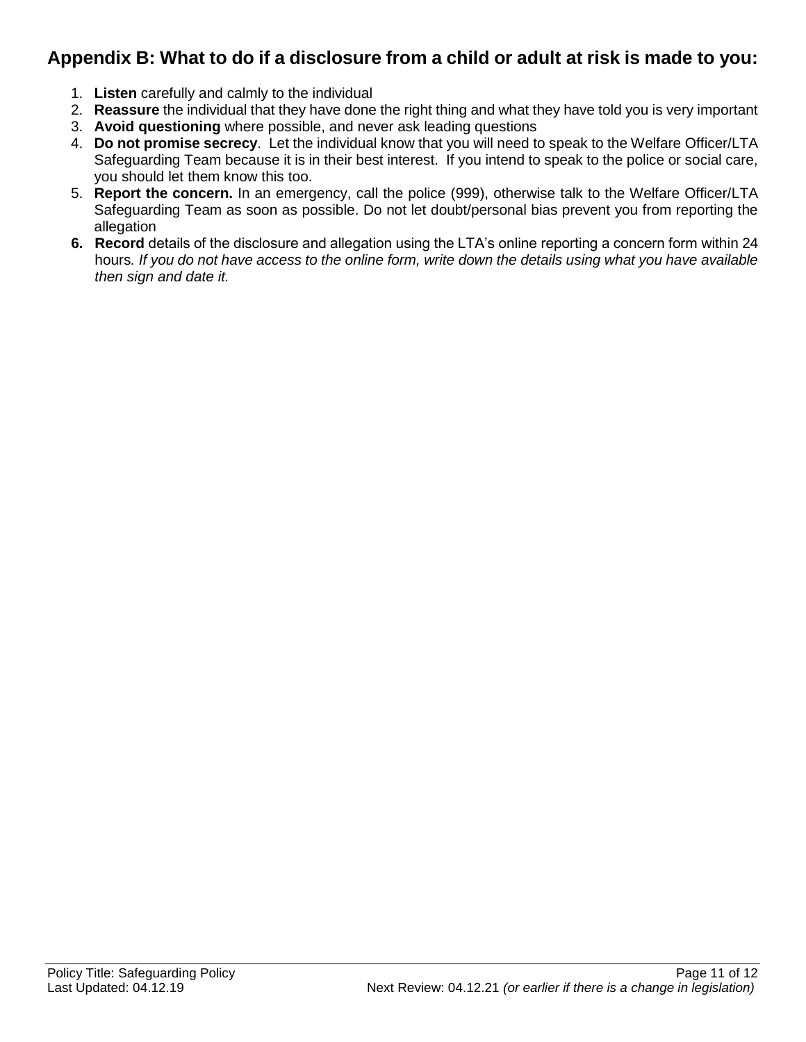## Appendix B: What to do if a disclosure from a child or adult at risk is made to you:

1. **Listen** carefully and calmly to the individual
2. **Reassure** the individual that they have done the right thing and what they have told you is very important
3. **Avoid questioning** where possible, and never ask leading questions
4. **Do not promise secrecy**. Let the individual know that you will need to speak to the Welfare Officer/LTA Safeguarding Team because it is in their best interest. If you intend to speak to the police or social care, you should let them know this too.
5. **Report the concern.** In an emergency, call the police (999), otherwise talk to the Welfare Officer/LTA Safeguarding Team as soon as possible. Do not let doubt/personal bias prevent you from reporting the allegation
6. **Record** details of the disclosure and allegation using the LTA's online reporting a concern form within 24 hours. *If you do not have access to the online form, write down the details using what you have available then sign and date it.*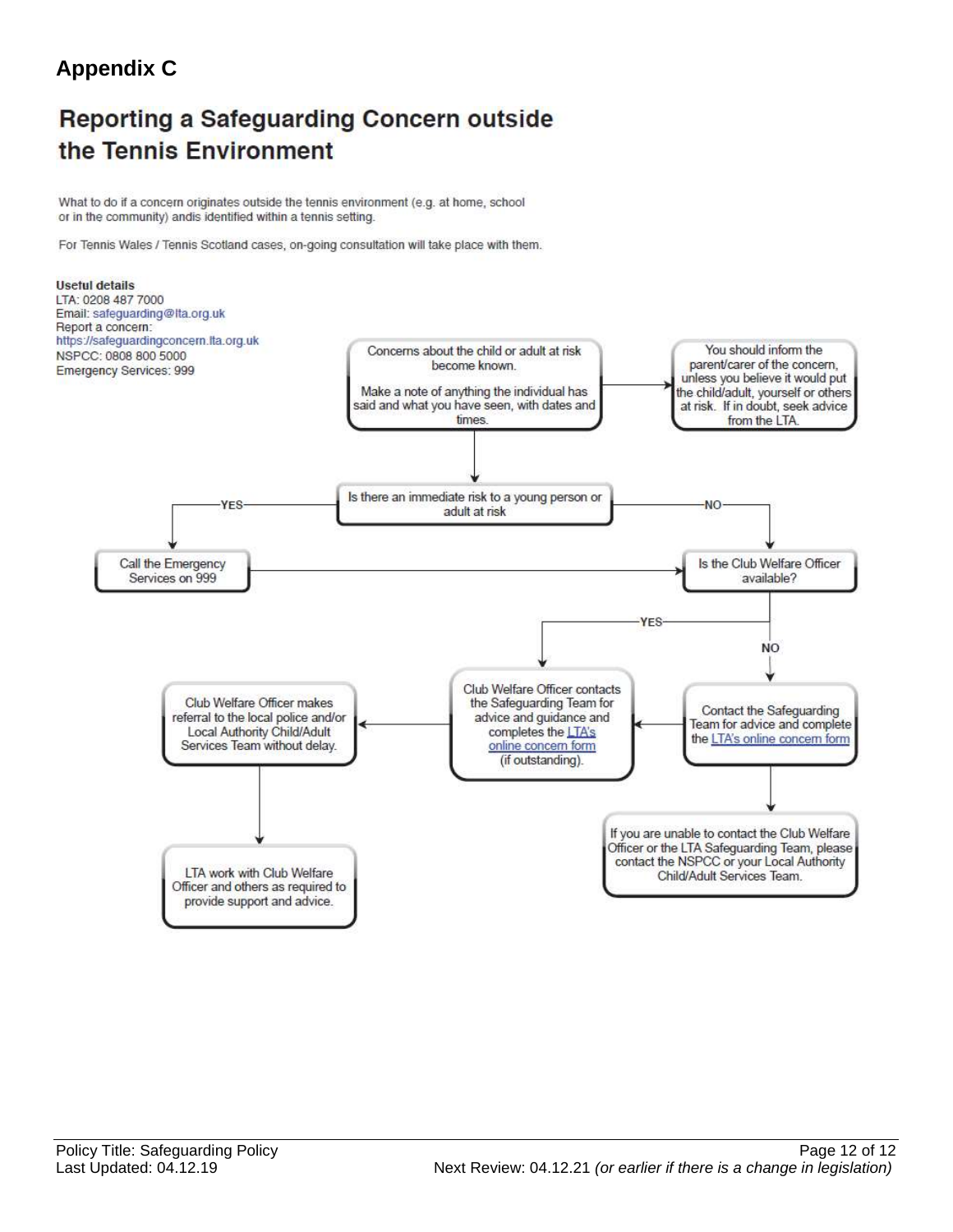## Appendix C

# Reporting a Safeguarding Concern outside the Tennis Environment

What to do if a concern originates outside the tennis environment (e.g. at home, school or in the community) andis identified within a tennis setting.

For Tennis Wales / Tennis Scotland cases, on-going consultation will take place with them.

**Useful details**
LTA: 0208 487 7000
Email: safeguarding@lta.org.uk
Report a concern:
https://safeguardingconcern.lta.org.uk
NSPCC: 0808 800 5000
Emergency Services: 999

Concerns about the child or adult at risk become known.

Make a note of anything the individual has said and what you have seen, with dates and times.

You should inform the parent/carer of the concern, unless you believe it would put the child/adult, yourself or others at risk. If in doubt, seek advice from the LTA.

Is there an immediate risk to a young person or adult at risk

YES

Call the Emergency Services on 999

NO

Is the Club Welfare Officer available?

YES

Club Welfare Officer contacts the Safeguarding Team for advice and guidance and completes the LTA's online concern form (if outstanding).

NO

Contact the Safeguarding Team for advice and complete the LTA's online concern form

Club Welfare Officer makes referral to the local police and/or Local Authority Child/Adult Services Team without delay.

LTA work with Club Welfare Officer and others as required to provide support and advice.

If you are unable to contact the Club Welfare Officer or the LTA Safeguarding Team, please contact the NSPCC or your Local Authority Child/Adult Services Team.

Policy Title: Safeguarding Policy
Last Updated: 04.12.19
Next Review: 04.12.21 *(or earlier if there is a change in legislation)*